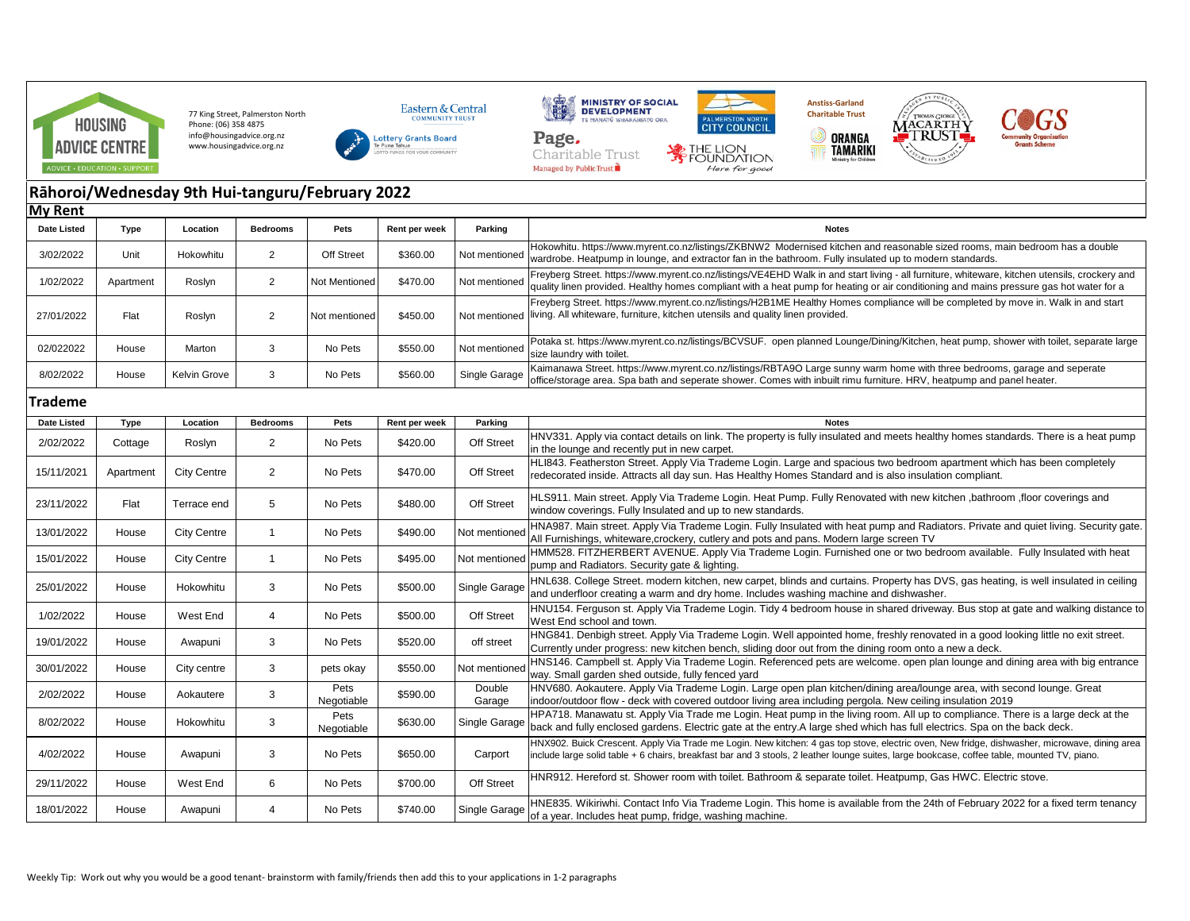HOUSING ADVICE CENTRE
ADVICE • EDUCATION • SUPPORT

77 King Street, Palmerston North
Phone: (06) 358 4875
info@housingadvice.org.nz
www.housingadvice.org.nz

## Rāhoroi/Wednesday 9th Hui-tanguru/February 2022

### My Rent

| Date Listed | Type | Location | Bedrooms | Pets | Rent per week | Parking | Notes |
|---|---|---|---|---|---|---|---|
| 3/02/2022 | Unit | Hokowhitu | 2 | Off Street | $360.00 | Not mentioned | Hokowhitu. https://www.myrent.co.nz/listings/ZKBNW2 Modernised kitchen and reasonable sized rooms, main bedroom has a double wardrobe. Heatpump in lounge, and extractor fan in the bathroom. Fully insulated up to modern standards. |
| 1/02/2022 | Apartment | Roslyn | 2 | Not Mentioned | $470.00 | Not mentioned | Freyberg Street. https://www.myrent.co.nz/listings/VE4EHD Walk in and start living - all furniture, whiteware, kitchen utensils, crockery and quality linen provided. Healthy homes compliant with a heat pump for heating or air conditioning and mains pressure gas hot water for a |
| 27/01/2022 | Flat | Roslyn | 2 | Not mentioned | $450.00 | Not mentioned | Freyberg Street. https://www.myrent.co.nz/listings/H2B1ME Healthy Homes compliance will be completed by move in. Walk in and start living. All whiteware, furniture, kitchen utensils and quality linen provided. |
| 02/022022 | House | Marton | 3 | No Pets | $550.00 | Not mentioned | Potaka st. https://www.myrent.co.nz/listings/BCVSUF. open planned Lounge/Dining/Kitchen, heat pump, shower with toilet, separate large size laundry with toilet. |
| 8/02/2022 | House | Kelvin Grove | 3 | No Pets | $560.00 | Single Garage | Kaimanawa Street. https://www.myrent.co.nz/listings/RBTA9O Large sunny warm home with three bedrooms, garage and seperate office/storage area. Spa bath and seperate shower. Comes with inbuilt rimu furniture. HRV, heatpump and panel heater. |

### Trademe

| Date Listed | Type | Location | Bedrooms | Pets | Rent per week | Parking | Notes |
|---|---|---|---|---|---|---|---|
| 2/02/2022 | Cottage | Roslyn | 2 | No Pets | $420.00 | Off Street | HNV331. Apply via contact details on link. The property is fully insulated and meets healthy homes standards. There is a heat pump in the lounge and recently put in new carpet. |
| 15/11/2021 | Apartment | City Centre | 2 | No Pets | $470.00 | Off Street | HLI843. Featherston Street. Apply Via Trademe Login. Large and spacious two bedroom apartment which has been completely redecorated inside. Attracts all day sun. Has Healthy Homes Standard and is also insulation compliant. |
| 23/11/2022 | Flat | Terrace end | 5 | No Pets | $480.00 | Off Street | HLS911. Main street. Apply Via Trademe Login. Heat Pump. Fully Renovated with new kitchen ,bathroom ,floor coverings and window coverings. Fully Insulated and up to new standards. |
| 13/01/2022 | House | City Centre | 1 | No Pets | $490.00 | Not mentioned | HNA987. Main street. Apply Via Trademe Login. Fully Insulated with heat pump and Radiators. Private and quiet living. Security gate. All Furnishings, whiteware,crockery, cutlery and pots and pans. Modern large screen TV |
| 15/01/2022 | House | City Centre | 1 | No Pets | $495.00 | Not mentioned | HMM528. FITZHERBERT AVENUE. Apply Via Trademe Login. Furnished one or two bedroom available. Fully Insulated with heat pump and Radiators. Security gate & lighting. |
| 25/01/2022 | House | Hokowhitu | 3 | No Pets | $500.00 | Single Garage | HNL638. College Street. modern kitchen, new carpet, blinds and curtains. Property has DVS, gas heating, is well insulated in ceiling and underfloor creating a warm and dry home. Includes washing machine and dishwasher. |
| 1/02/2022 | House | West End | 4 | No Pets | $500.00 | Off Street | HNU154. Ferguson st. Apply Via Trademe Login. Tidy 4 bedroom house in shared driveway. Bus stop at gate and walking distance to West End school and town. |
| 19/01/2022 | House | Awapuni | 3 | No Pets | $520.00 | off street | HNG841. Denbigh street. Apply Via Trademe Login. Well appointed home, freshly renovated in a good looking little no exit street. Currently under progress: new kitchen bench, sliding door out from the dining room onto a new a deck. |
| 30/01/2022 | House | City centre | 3 | pets okay | $550.00 | Not mentioned | HNS146. Campbell st. Apply Via Trademe Login. Referenced pets are welcome. open plan lounge and dining area with big entrance way. Small garden shed outside, fully fenced yard |
| 2/02/2022 | House | Aokautere | 3 | Pets Negotiable | $590.00 | Double Garage | HNV680. Aokautere. Apply Via Trademe Login. Large open plan kitchen/dining area/lounge area, with second lounge. Great indoor/outdoor flow - deck with covered outdoor living area including pergola. New ceiling insulation 2019 |
| 8/02/2022 | House | Hokowhitu | 3 | Pets Negotiable | $630.00 | Single Garage | HPA718. Manawatu st. Apply Via Trade me Login. Heat pump in the living room. All up to compliance. There is a large deck at the back and fully enclosed gardens. Electric gate at the entry.A large shed which has full electrics. Spa on the back deck. |
| 4/02/2022 | House | Awapuni | 3 | No Pets | $650.00 | Carport | HNX902. Buick Crescent. Apply Via Trade me Login. New kitchen: 4 gas top stove, electric oven, New fridge, dishwasher, microwave, dining area include large solid table + 6 chairs, breakfast bar and 3 stools, 2 leather lounge suites, large bookcase, coffee table, mounted TV, piano. |
| 29/11/2022 | House | West End | 6 | No Pets | $700.00 | Off Street | HNR912. Hereford st. Shower room with toilet. Bathroom & separate toilet. Heatpump, Gas HWC. Electric stove. |
| 18/01/2022 | House | Awapuni | 4 | No Pets | $740.00 | Single Garage | HNE835. Wikiriwhi. Contact Info Via Trademe Login. This home is available from the 24th of February 2022 for a fixed term tenancy of a year. Includes heat pump, fridge, washing machine. |

Weekly Tip: Work out why you would be a good tenant- brainstorm with family/friends then add this to your applications in 1-2 paragraphs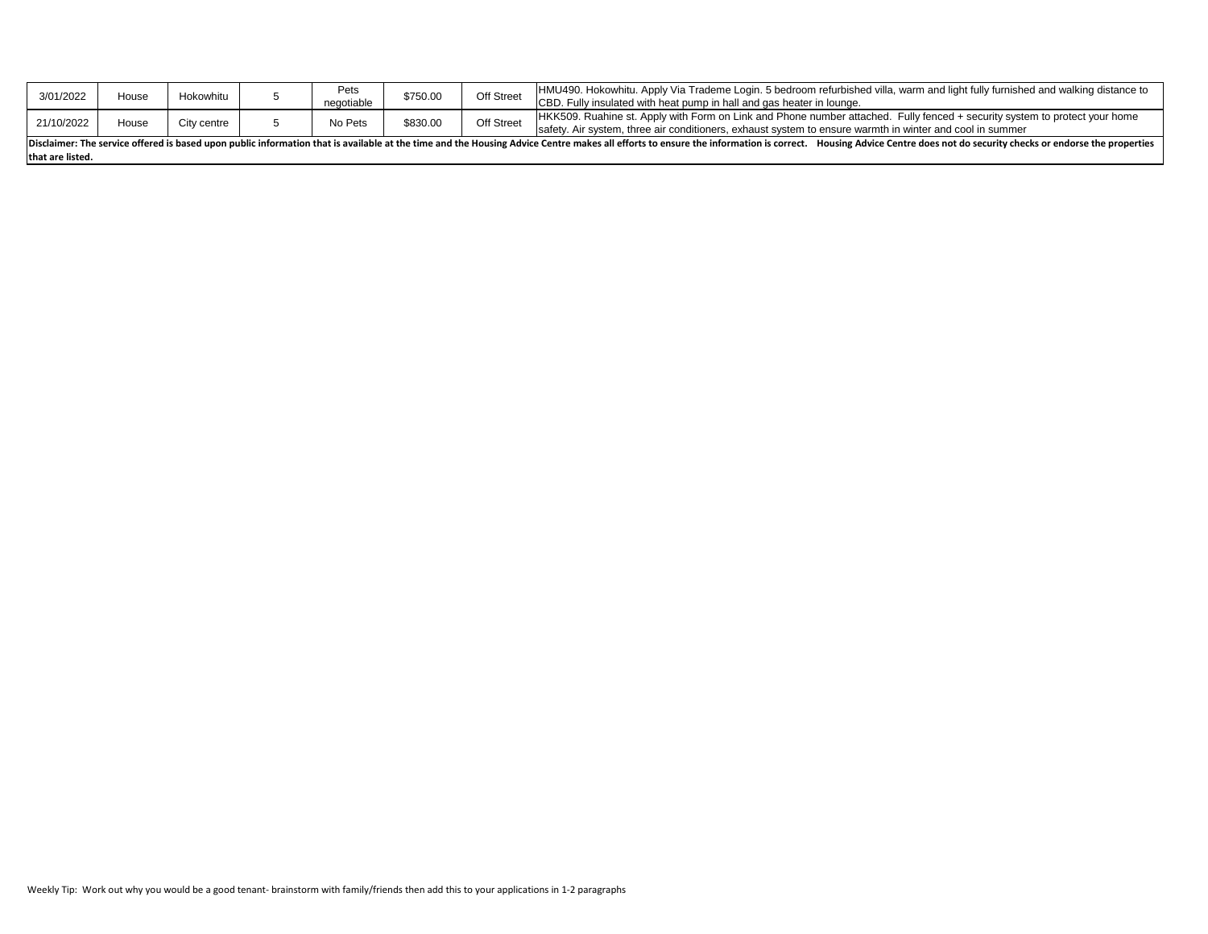| | | | | | | | |
|---|---|---|---|---|---|---|---|
| 3/01/2022 | House | Hokowhitu | 5 | Pets negotiable | $750.00 | Off Street | HMU490. Hokowhitu. Apply Via Trademe Login. 5 bedroom refurbished villa, warm and light fully furnished and walking distance to CBD. Fully insulated with heat pump in hall and gas heater in lounge. |
| 21/10/2022 | House | City centre | 5 | No Pets | $830.00 | Off Street | HKK509. Ruahine st. Apply with Form on Link and Phone number attached. Fully fenced + security system to protect your home safety. Air system, three air conditioners, exhaust system to ensure warmth in winter and cool in summer |

**Disclaimer: The service offered is based upon public information that is available at the time and the Housing Advice Centre makes all efforts to ensure the information is correct. Housing Advice Centre does not do security checks or endorse the properties that are listed.**

Weekly Tip: Work out why you would be a good tenant- brainstorm with family/friends then add this to your applications in 1-2 paragraphs